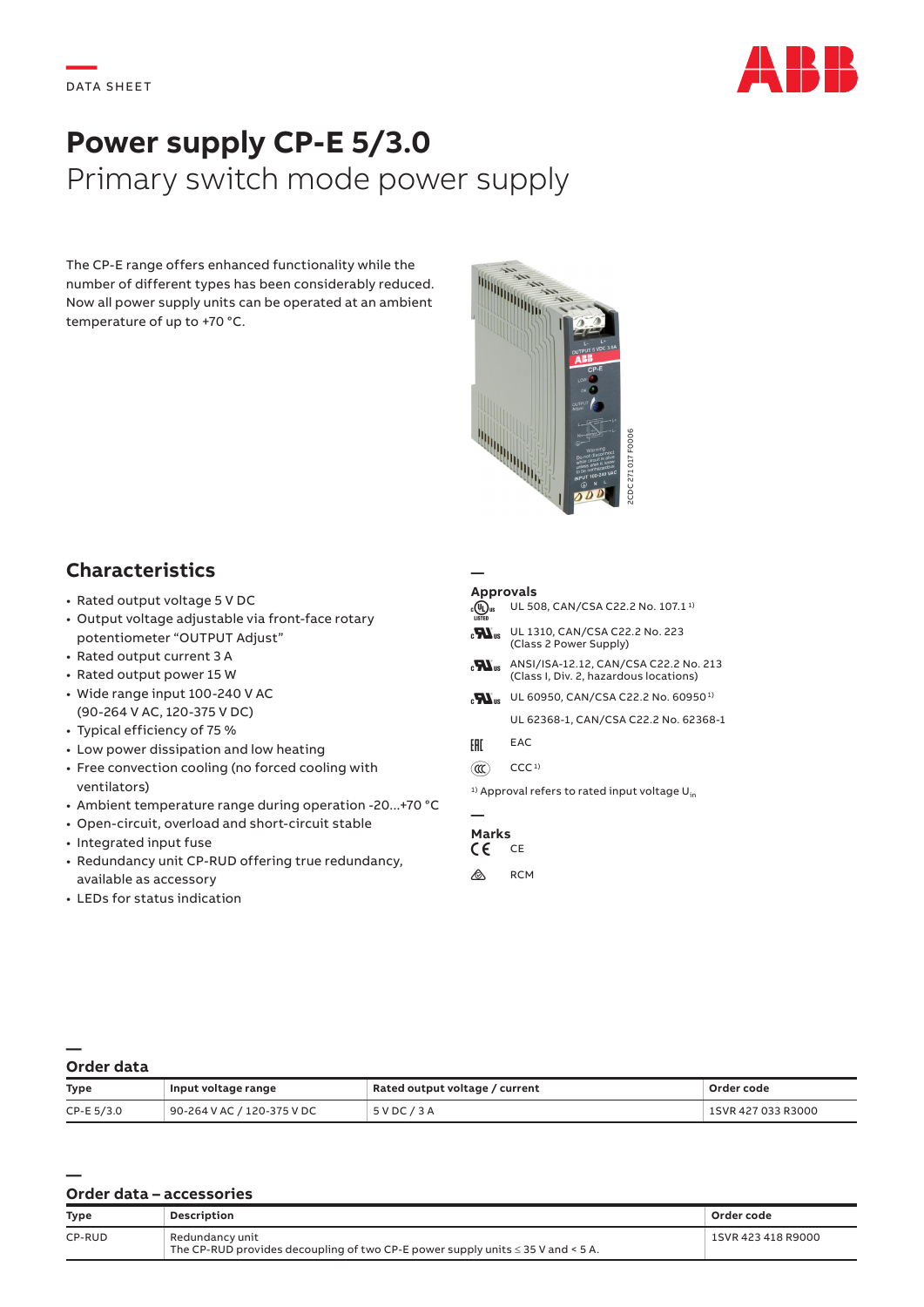DATA SHEET

# Power supply CP-E 5/3.0

Primary switch mode power supply

The CP-E range offers enhanced functionality while the number of different types has been considerably reduced. Now all power supply units can be operated at an ambient temperature of up to +70 °C.

2CDC 271 017 F0006

## Characteristics

- Rated output voltage 5 V DC
- Output voltage adjustable via front-face rotary potentiometer "OUTPUT Adjust"
- Rated output current 3 A
- Rated output power 15 W
- Wide range input 100-240 V AC (90-264 V AC, 120-375 V DC)
- Typical efficiency of 75 %
- Low power dissipation and low heating
- Free convection cooling (no forced cooling with ventilators)
- Ambient temperature range during operation -20...+70 °C
- Open-circuit, overload and short-circuit stable
- Integrated input fuse
- Redundancy unit CP-RUD offering true redundancy, available as accessory
- LEDs for status indication

## Approvals

- UL 508, CAN/CSA C22.2 No. 107.1 [1)]
- UL 1310, CAN/CSA C22.2 No. 223 (Class 2 Power Supply)
- ANSI/ISA-12.12, CAN/CSA C22.2 No. 213 (Class I, Div. 2, hazardous locations)
- UL 60950, CAN/CSA C22.2 No. 60950 [1)]
- UL 62368-1, CAN/CSA C22.2 No. 62368-1
- EAC
- CCC [1)]

[1)] Approval refers to rated input voltage $U_{in}$

## Marks

- CE
- RCM

## Order data

| Type | Input voltage range | Rated output voltage / current | Order code |
|---|---|---|---|
| CP-E 5/3.0 | 90-264 V AC / 120-375 V DC | 5 V DC / 3 A | 1SVR 427 033 R3000 |

## Order data – accessories

| Type | Description | Order code |
|---|---|---|
| CP-RUD | Redundancy unit<br>The CP-RUD provides decoupling of two CP-E power supply units ≤ 35 V and < 5 A. | 1SVR 423 418 R9000 |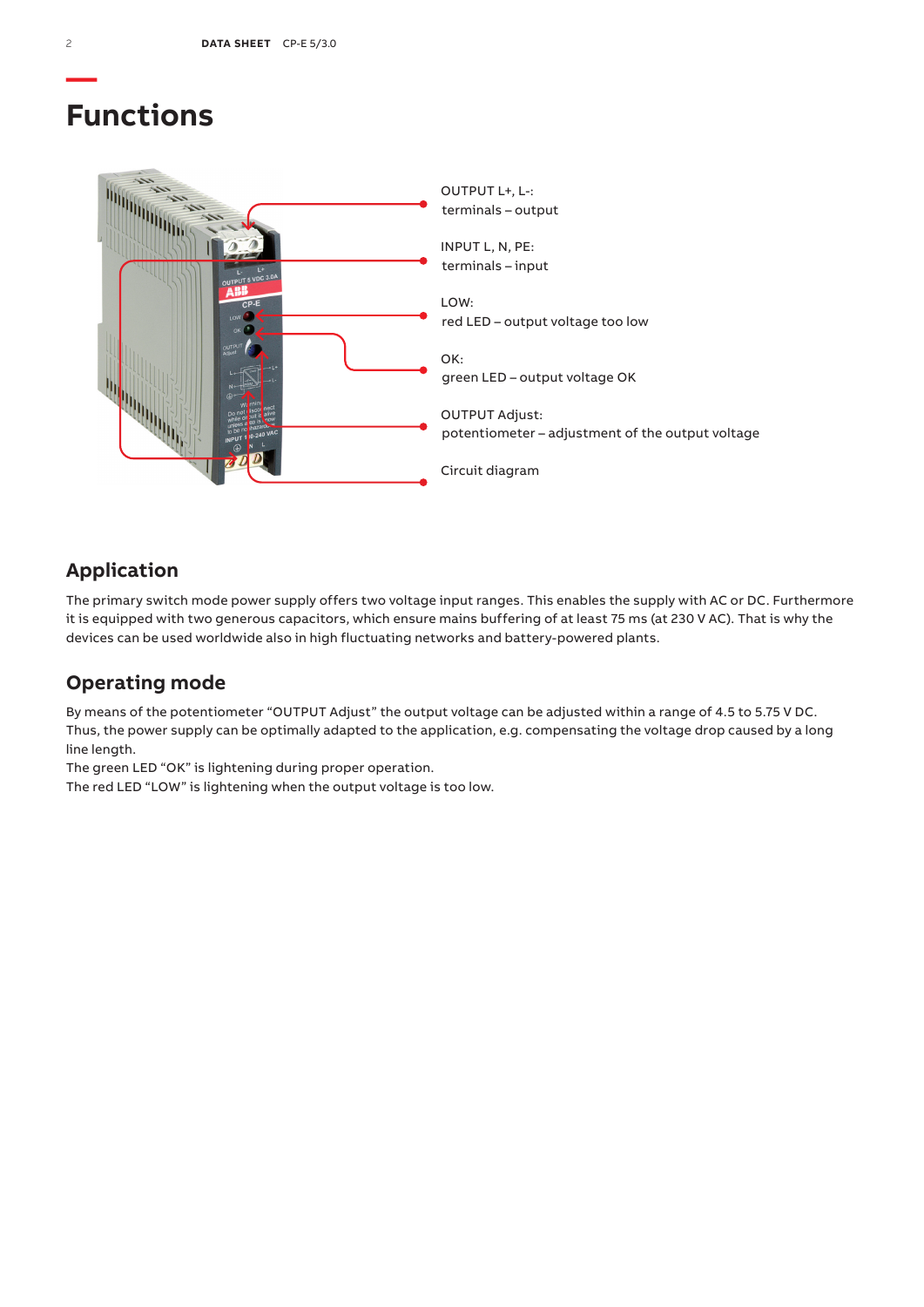# Functions

OUTPUT L+, L-:
terminals – output

INPUT L, N, PE:
terminals – input

LOW:
red LED – output voltage too low

OK:
green LED – output voltage OK

OUTPUT Adjust:
potentiometer – adjustment of the output voltage

Circuit diagram

## Application

The primary switch mode power supply offers two voltage input ranges. This enables the supply with AC or DC. Furthermore it is equipped with two generous capacitors, which ensure mains buffering of at least 75 ms (at 230 V AC). That is why the devices can be used worldwide also in high fluctuating networks and battery-powered plants.

## Operating mode

By means of the potentiometer “OUTPUT Adjust” the output voltage can be adjusted within a range of 4.5 to 5.75 V DC. Thus, the power supply can be optimally adapted to the application, e.g. compensating the voltage drop caused by a long line length.
The green LED “OK” is lightening during proper operation.
The red LED “LOW” is lightening when the output voltage is too low.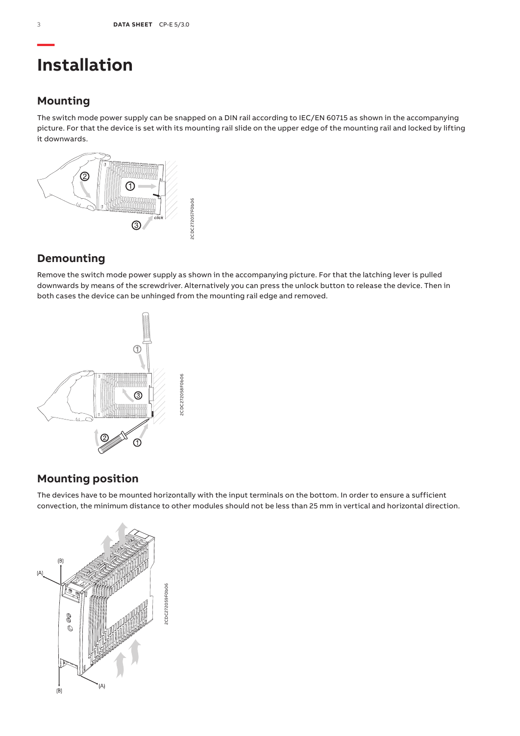# Installation

## Mounting

The switch mode power supply can be snapped on a DIN rail according to IEC/EN 60715 as shown in the accompanying picture. For that the device is set with its mounting rail slide on the upper edge of the mounting rail and locked by lifting it downwards.

## Demounting

Remove the switch mode power supply as shown in the accompanying picture. For that the latching lever is pulled downwards by means of the screwdriver. Alternatively you can press the unlock button to release the device. Then in both cases the device can be unhinged from the mounting rail edge and removed.

## Mounting position

The devices have to be mounted horizontally with the input terminals on the bottom. In order to ensure a sufficient convection, the minimum distance to other modules should not be less than 25 mm in vertical and horizontal direction.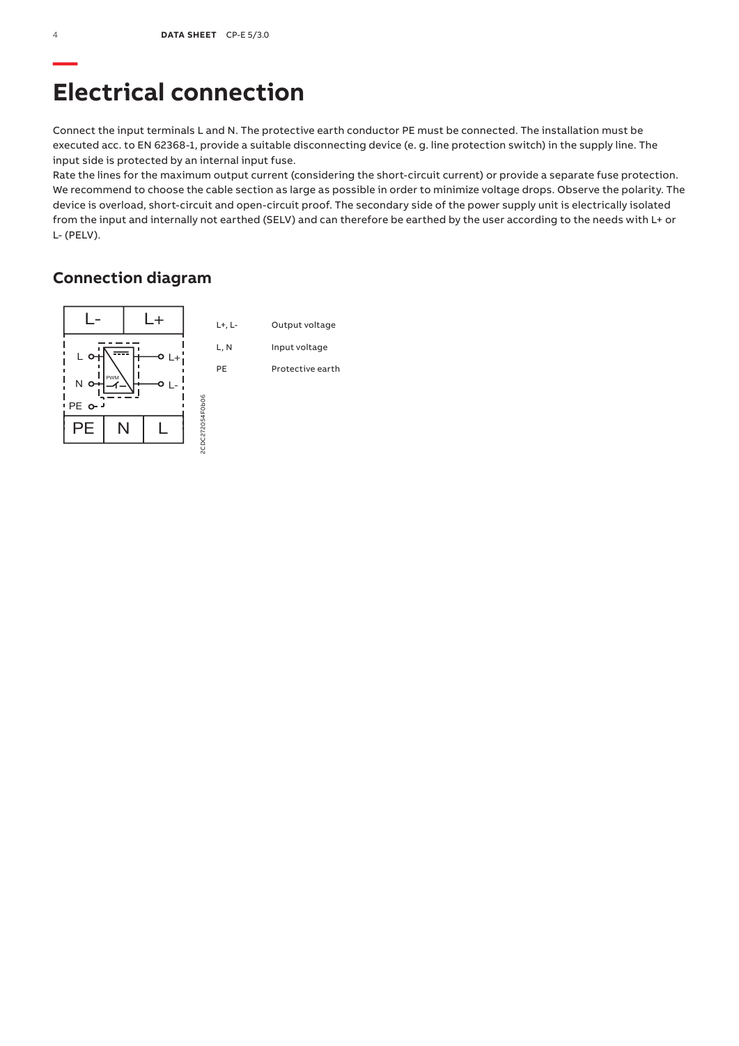# Electrical connection

Connect the input terminals L and N. The protective earth conductor PE must be connected. The installation must be executed acc. to EN 62368-1, provide a suitable disconnecting device (e. g. line protection switch) in the supply line. The input side is protected by an internal input fuse.
Rate the lines for the maximum output current (considering the short-circuit current) or provide a separate fuse protection. We recommend to choose the cable section as large as possible in order to minimize voltage drops. Observe the polarity. The device is overload, short-circuit and open-circuit proof. The secondary side of the power supply unit is electrically isolated from the input and internally not earthed (SELV) and can therefore be earthed by the user according to the needs with L+ or L- (PELV).

## Connection diagram

| | |
|---|---|
| L+, L- | Output voltage |
| L, N | Input voltage |
| PE | Protective earth |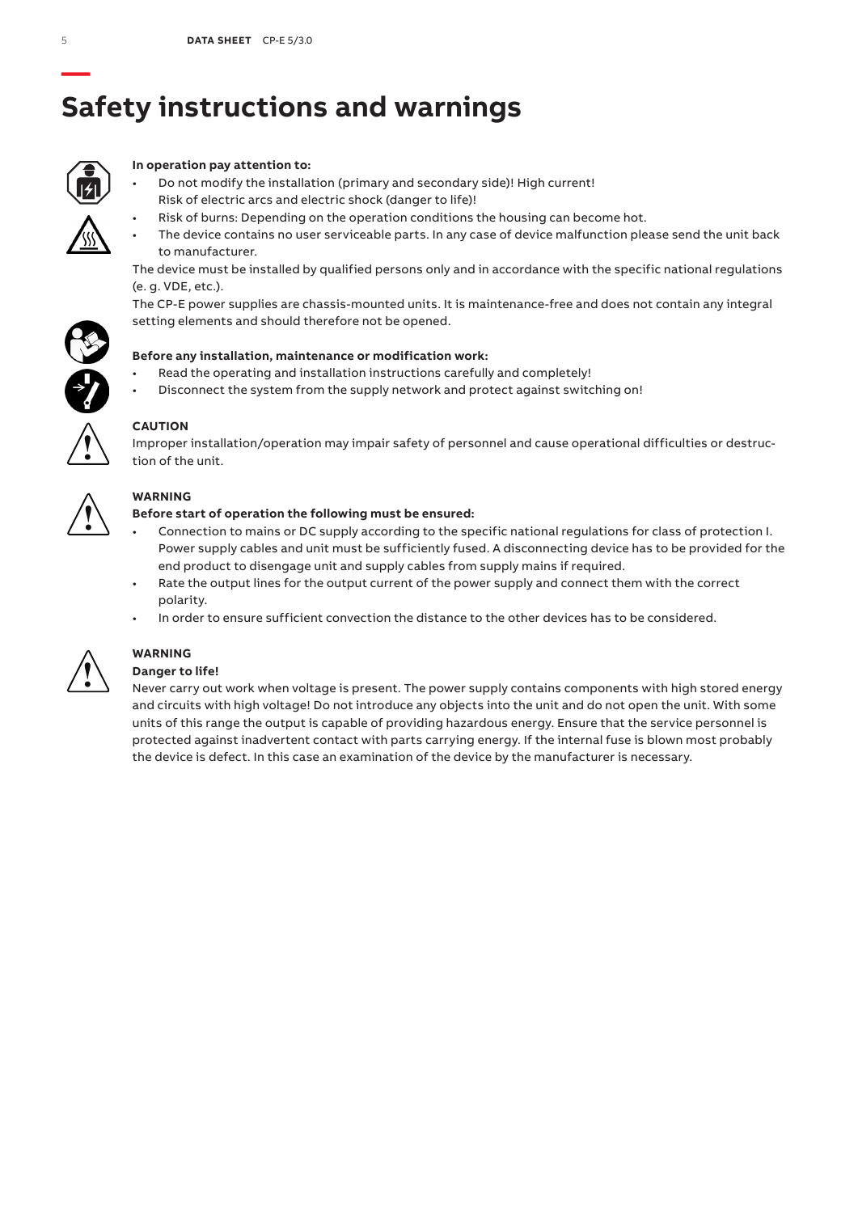# Safety instructions and warnings

**In operation pay attention to:**

- Do not modify the installation (primary and secondary side)! High current! Risk of electric arcs and electric shock (danger to life)!
- Risk of burns: Depending on the operation conditions the housing can become hot.
- The device contains no user serviceable parts. In any case of device malfunction please send the unit back to manufacturer.

The device must be installed by qualified persons only and in accordance with the specific national regulations (e. g. VDE, etc.).

The CP-E power supplies are chassis-mounted units. It is maintenance-free and does not contain any integral setting elements and should therefore not be opened.

**Before any installation, maintenance or modification work:**

- Read the operating and installation instructions carefully and completely!
- Disconnect the system from the supply network and protect against switching on!

**CAUTION**

Improper installation/operation may impair safety of personnel and cause operational difficulties or destruction of the unit.

**WARNING**

**Before start of operation the following must be ensured:**

- Connection to mains or DC supply according to the specific national regulations for class of protection I. Power supply cables and unit must be sufficiently fused. A disconnecting device has to be provided for the end product to disengage unit and supply cables from supply mains if required.
- Rate the output lines for the output current of the power supply and connect them with the correct polarity.
- In order to ensure sufficient convection the distance to the other devices has to be considered.

**WARNING**

**Danger to life!**

Never carry out work when voltage is present. The power supply contains components with high stored energy and circuits with high voltage! Do not introduce any objects into the unit and do not open the unit. With some units of this range the output is capable of providing hazardous energy. Ensure that the service personnel is protected against inadvertent contact with parts carrying energy. If the internal fuse is blown most probably the device is defect. In this case an examination of the device by the manufacturer is necessary.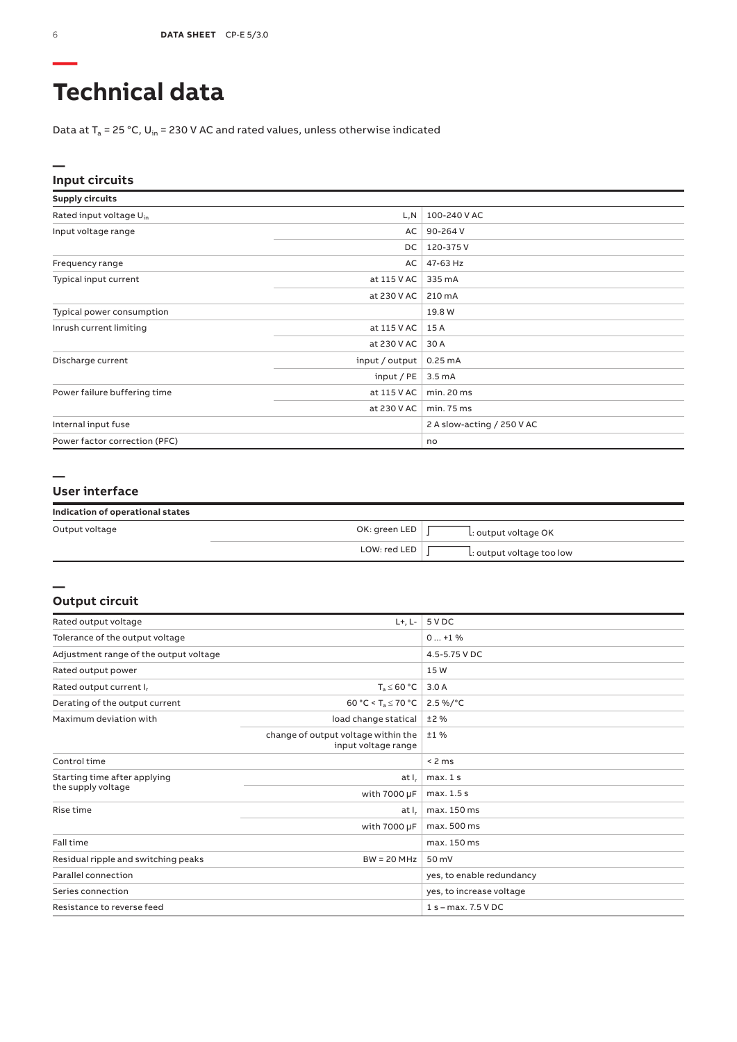# Technical data

Data at $T_a$ = 25 °C, $U_{in}$ = 230 V AC and rated values, unless otherwise indicated

## Input circuits

| Supply circuits | | |
|---|---|---|
| Rated input voltage $U_{in}$ | L,N | 100-240 V AC |
| Input voltage range | AC | 90-264 V |
| | DC | 120-375 V |
| Frequency range | AC | 47-63 Hz |
| Typical input current | at 115 V AC | 335 mA |
| | at 230 V AC | 210 mA |
| Typical power consumption | | 19.8 W |
| Inrush current limiting | at 115 V AC | 15 A |
| | at 230 V AC | 30 A |
| Discharge current | input / output | 0.25 mA |
| | input / PE | 3.5 mA |
| Power failure buffering time | at 115 V AC | min. 20 ms |
| | at 230 V AC | min. 75 ms |
| Internal input fuse | | 2 A slow-acting / 250 V AC |
| Power factor correction (PFC) | | no |

## User interface

| Indication of operational states | | |
|---|---|---|
| Output voltage | OK: green LED | : output voltage OK |
| | LOW: red LED | : output voltage too low |

## Output circuit

| | | |
|---|---|---|
| Rated output voltage | L+, L- | 5 V DC |
| Tolerance of the output voltage | | 0 ... +1 % |
| Adjustment range of the output voltage | | 4.5-5.75 V DC |
| Rated output power | | 15 W |
| Rated output current $I_r$ | $T_a \leq 60$ °C | 3.0 A |
| Derating of the output current | 60 °C < $T_a \leq 70$ °C | 2.5 %/°C |
| Maximum deviation with | load change statical | ±2 % |
| | change of output voltage within the input voltage range | ±1 % |
| Control time | | < 2 ms |
| Starting time after applying the supply voltage | at $I_r$ | max. 1 s |
| | with 7000 µF | max. 1.5 s |
| Rise time | at $I_r$ | max. 150 ms |
| | with 7000 µF | max. 500 ms |
| Fall time | | max. 150 ms |
| Residual ripple and switching peaks | BW = 20 MHz | 50 mV |
| Parallel connection | | yes, to enable redundancy |
| Series connection | | yes, to increase voltage |
| Resistance to reverse feed | | 1 s – max. 7.5 V DC |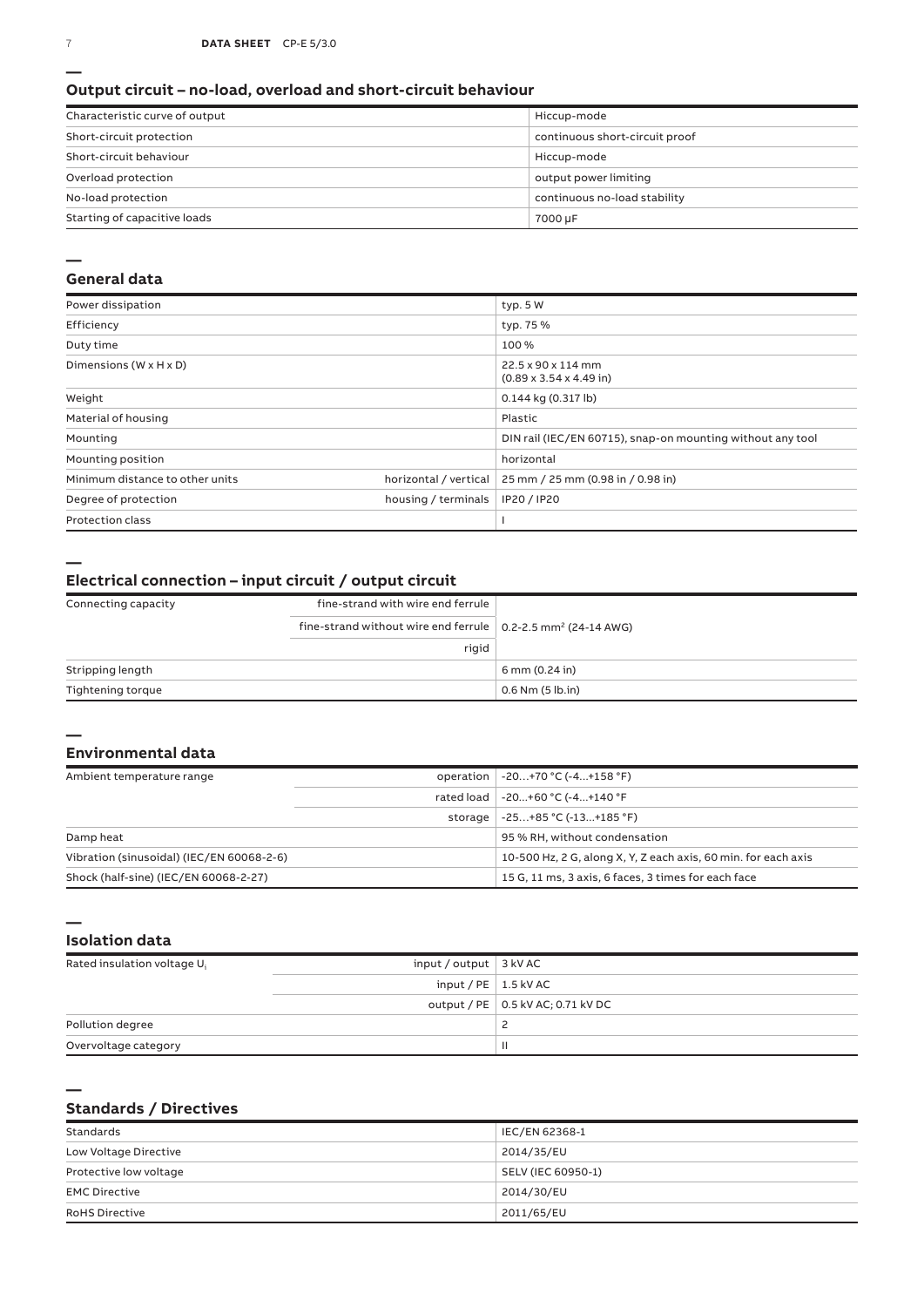## Output circuit – no-load, overload and short-circuit behaviour

| | |
|---|---|
| Characteristic curve of output | Hiccup-mode |
| Short-circuit protection | continuous short-circuit proof |
| Short-circuit behaviour | Hiccup-mode |
| Overload protection | output power limiting |
| No-load protection | continuous no-load stability |
| Starting of capacitive loads | 7000 µF |

## General data

| | | |
|---|---|---|
| Power dissipation | | typ. 5 W |
| Efficiency | | typ. 75 % |
| Duty time | | 100 % |
| Dimensions (W x H x D) | | 22.5 x 90 x 114 mm (0.89 x 3.54 x 4.49 in) |
| Weight | | 0.144 kg (0.317 lb) |
| Material of housing | | Plastic |
| Mounting | | DIN rail (IEC/EN 60715), snap-on mounting without any tool |
| Mounting position | | horizontal |
| Minimum distance to other units | horizontal / vertical | 25 mm / 25 mm (0.98 in / 0.98 in) |
| Degree of protection | housing / terminals | IP20 / IP20 |
| Protection class | | I |

## Electrical connection – input circuit / output circuit

| | | |
|---|---|---|
| Connecting capacity | fine-strand with wire end ferrule | 0.2-2.5 mm² (24-14 AWG) |
| | fine-strand without wire end ferrule | |
| | rigid | |
| Stripping length | | 6 mm (0.24 in) |
| Tightening torque | | 0.6 Nm (5 lb.in) |

## Environmental data

| | | |
|---|---|---|
| Ambient temperature range | operation | -20...+70 °C (-4...+158 °F) |
| | rated load | -20...+60 °C (-4...+140 °F |
| | storage | -25...+85 °C (-13...+185 °F) |
| Damp heat | | 95 % RH, without condensation |
| Vibration (sinusoidal) (IEC/EN 60068-2-6) | | 10-500 Hz, 2 G, along X, Y, Z each axis, 60 min. for each axis |
| Shock (half-sine) (IEC/EN 60068-2-27) | | 15 G, 11 ms, 3 axis, 6 faces, 3 times for each face |

## Isolation data

| | | |
|---|---|---|
| Rated insulation voltage $U_i$ | input / output | 3 kV AC |
| | input / PE | 1.5 kV AC |
| | output / PE | 0.5 kV AC; 0.71 kV DC |
| Pollution degree | | 2 |
| Overvoltage category | | II |

## Standards / Directives

| | |
|---|---|
| Standards | IEC/EN 62368-1 |
| Low Voltage Directive | 2014/35/EU |
| Protective low voltage | SELV (IEC 60950-1) |
| EMC Directive | 2014/30/EU |
| RoHS Directive | 2011/65/EU |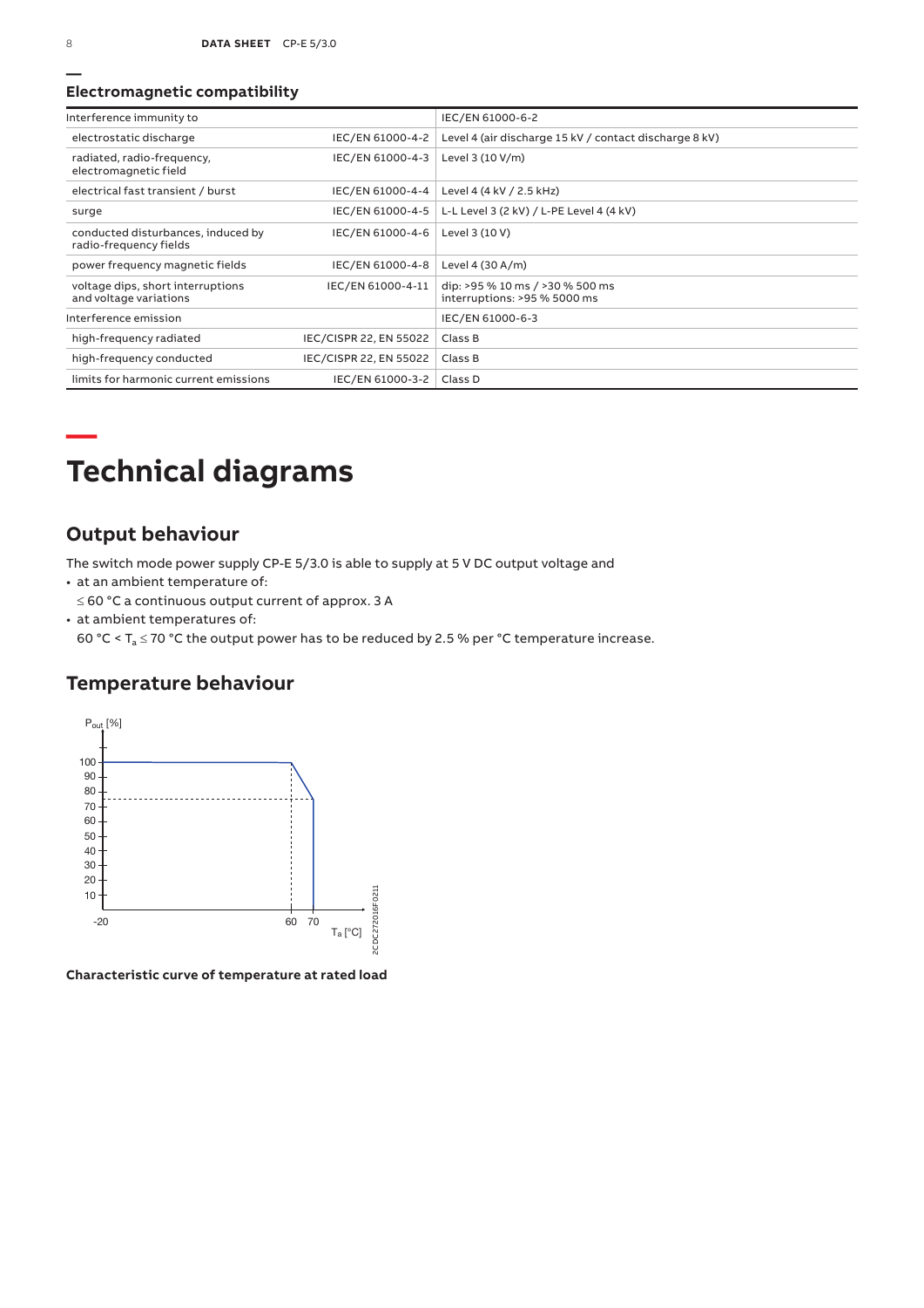## Electromagnetic compatibility

| Interference immunity to | | IEC/EN 61000-6-2 |
|---|---|---|
| electrostatic discharge | IEC/EN 61000-4-2 | Level 4 (air discharge 15 kV / contact discharge 8 kV) |
| radiated, radio-frequency, electromagnetic field | IEC/EN 61000-4-3 | Level 3 (10 V/m) |
| electrical fast transient / burst | IEC/EN 61000-4-4 | Level 4 (4 kV / 2.5 kHz) |
| surge | IEC/EN 61000-4-5 | L-L Level 3 (2 kV) / L-PE Level 4 (4 kV) |
| conducted disturbances, induced by radio-frequency fields | IEC/EN 61000-4-6 | Level 3 (10 V) |
| power frequency magnetic fields | IEC/EN 61000-4-8 | Level 4 (30 A/m) |
| voltage dips, short interruptions and voltage variations | IEC/EN 61000-4-11 | dip: >95 % 10 ms / >30 % 500 ms interruptions: >95 % 5000 ms |
| Interference emission | | IEC/EN 61000-6-3 |
| high-frequency radiated | IEC/CISPR 22, EN 55022 | Class B |
| high-frequency conducted | IEC/CISPR 22, EN 55022 | Class B |
| limits for harmonic current emissions | IEC/EN 61000-3-2 | Class D |

# Technical diagrams

## Output behaviour

The switch mode power supply CP-E 5/3.0 is able to supply at 5 V DC output voltage and

- at an ambient temperature of:
  ≤ 60 °C a continuous output current of approx. 3 A
- at ambient temperatures of:
  60 °C < $T_a$ ≤ 70 °C the output power has to be reduced by 2.5 % per °C temperature increase.

## Temperature behaviour

**Characteristic curve of temperature at rated load**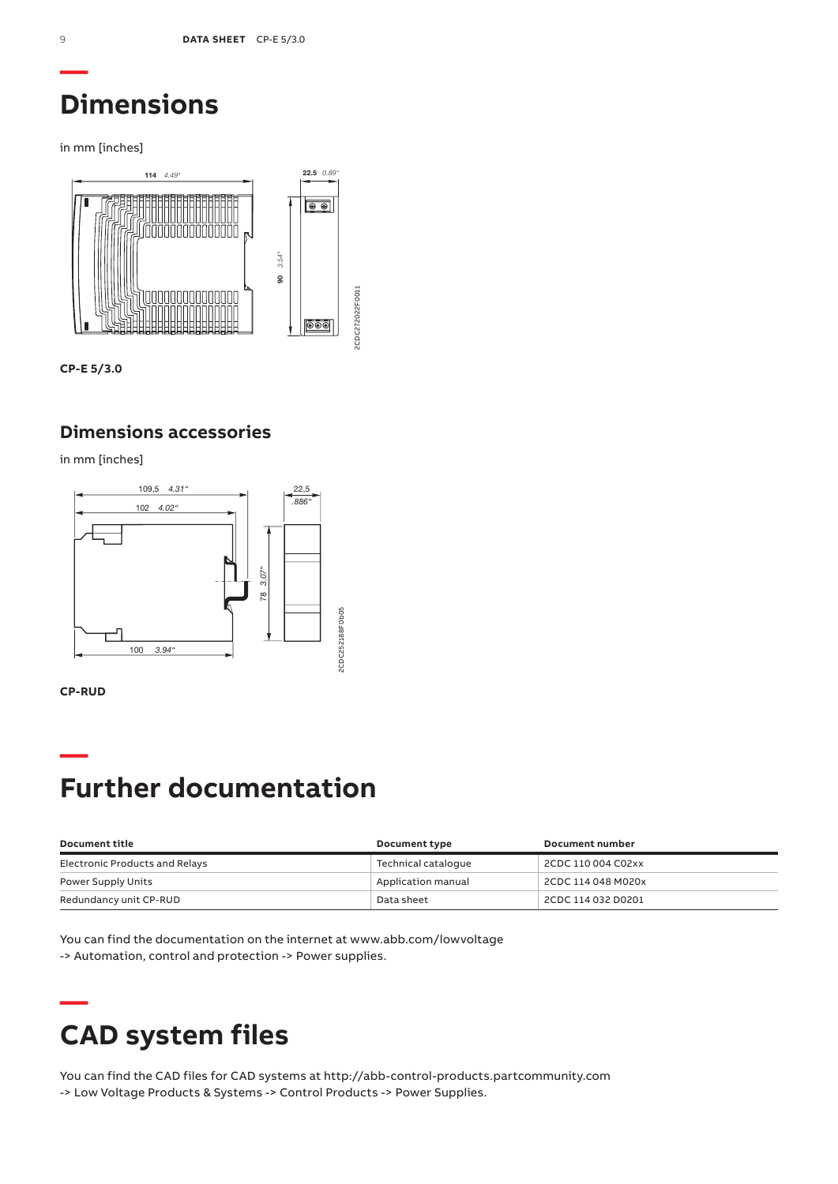# Dimensions

in mm [inches]

CP-E 5/3.0

## Dimensions accessories

in mm [inches]

CP-RUD

# Further documentation

| Document title | Document type | Document number |
|---|---|---|
| Electronic Products and Relays | Technical catalogue | 2CDC 110 004 C02xx |
| Power Supply Units | Application manual | 2CDC 114 048 M020x |
| Redundancy unit CP-RUD | Data sheet | 2CDC 114 032 D0201 |

You can find the documentation on the internet at www.abb.com/lowvoltage
-> Automation, control and protection -> Power supplies.

# CAD system files

You can find the CAD files for CAD systems at http://abb-control-products.partcommunity.com
-> Low Voltage Products & Systems -> Control Products -> Power Supplies.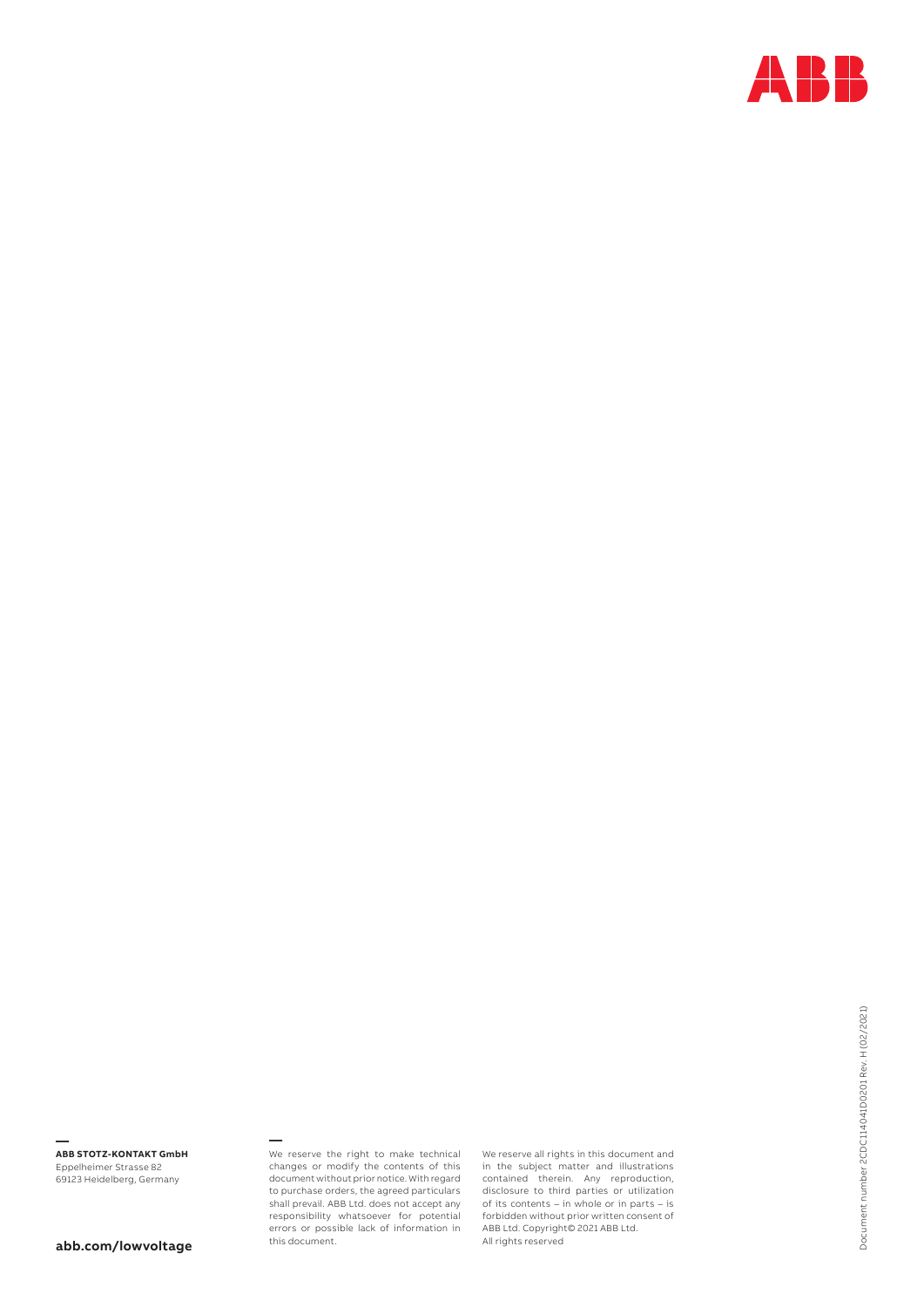—
**ABB STOTZ-KONTAKT GmbH**
Eppelheimer Strasse 82
69123 Heidelberg, Germany

**abb.com/lowvoltage**

—
We reserve the right to make technical changes or modify the contents of this document without prior notice. With regard to purchase orders, the agreed particulars shall prevail. ABB Ltd. does not accept any responsibility whatsoever for potential errors or possible lack of information in this document.

We reserve all rights in this document and in the subject matter and illustrations contained therein. Any reproduction, disclosure to third parties or utilization of its contents – in whole or in parts – is forbidden without prior written consent of ABB Ltd. Copyright© 2021 ABB Ltd.
All rights reserved

Document number 2CDC114041D0201 Rev. H (02/2021)